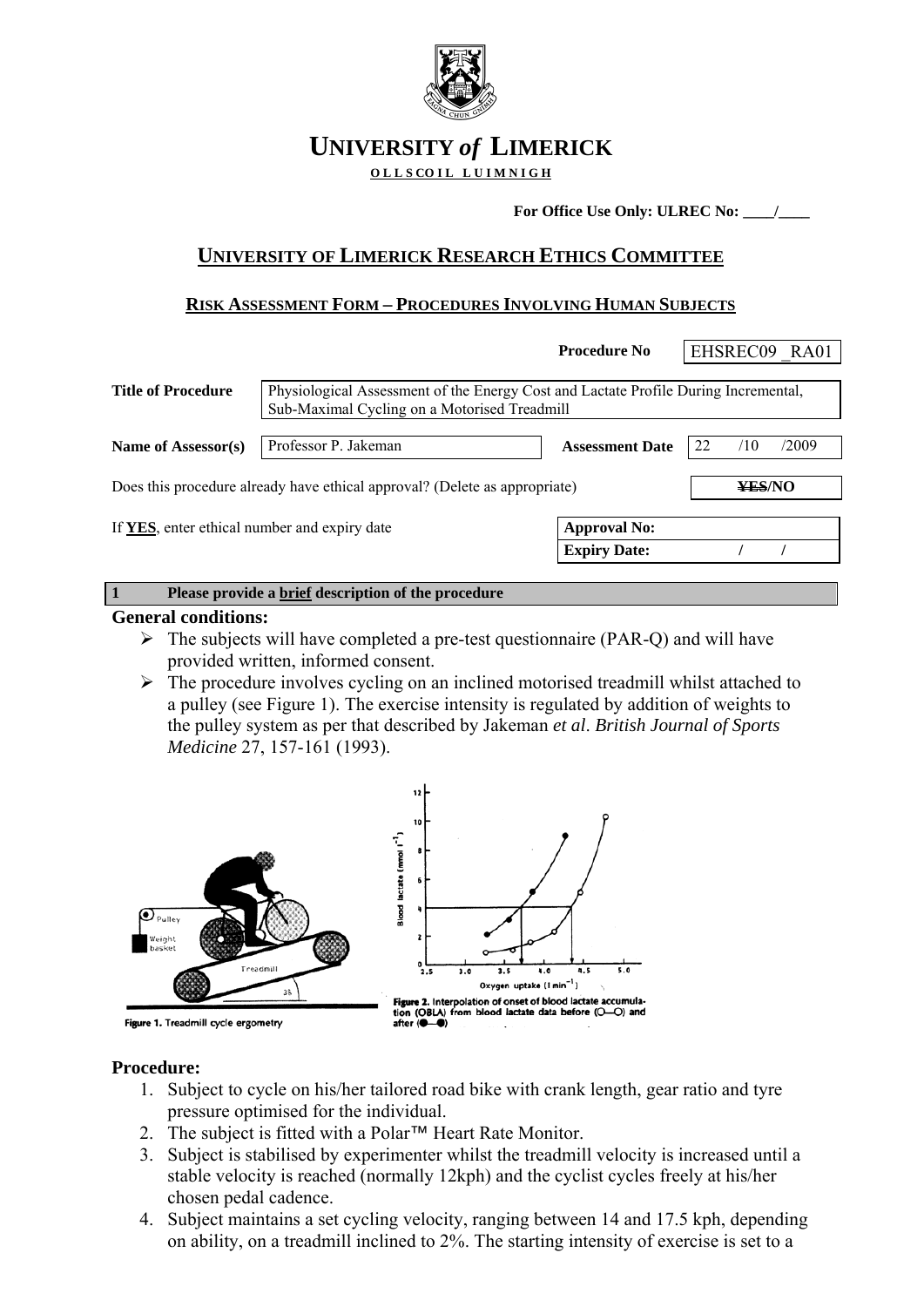# UNIVERSITY *of* LIMERICK

**OLLSCOIL LUIMNIGH**

**For Office Use Only: ULREC No: ____/____**

## UNIVERSITY OF LIMERICK RESEARCH ETHICS COMMITTEE

### RISK ASSESSMENT FORM – PROCEDURES INVOLVING HUMAN SUBJECTS

| | | | |
|---|---|---|---|
| | | **Procedure No** | EHSREC09 _RA01 |
| **Title of Procedure** | Physiological Assessment of the Energy Cost and Lactate Profile During Incremental, Sub-Maximal Cycling on a Motorised Treadmill | | |
| **Name of Assessor(s)** | Professor P. Jakeman | **Assessment Date** | 22 /10 /2009 |

Does this procedure already have ethical approval? (Delete as appropriate) ~~YES~~/NO

If **YES**, enter ethical number and expiry date

| | |
|---|---|
| **Approval No:** | |
| **Expiry Date:** | / / |

**1 Please provide a brief description of the procedure**

**General conditions:**

- The subjects will have completed a pre-test questionnaire (PAR-Q) and will have provided written, informed consent.
- The procedure involves cycling on an inclined motorised treadmill whilst attached to a pulley (see Figure 1). The exercise intensity is regulated by addition of weights to the pulley system as per that described by Jakeman *et al*. *British Journal of Sports Medicine* 27, 157-161 (1993).

Figure 1. Treadmill cycle ergometry

Figure 2. Interpolation of onset of blood lactate accumulation (OBLA) from blood lactate data before (O—O) and after (●—●)

**Procedure:**

1. Subject to cycle on his/her tailored road bike with crank length, gear ratio and tyre pressure optimised for the individual.
2. The subject is fitted with a Polar™ Heart Rate Monitor.
3. Subject is stabilised by experimenter whilst the treadmill velocity is increased until a stable velocity is reached (normally 12kph) and the cyclist cycles freely at his/her chosen pedal cadence.
4. Subject maintains a set cycling velocity, ranging between 14 and 17.5 kph, depending on ability, on a treadmill inclined to 2%. The starting intensity of exercise is set to a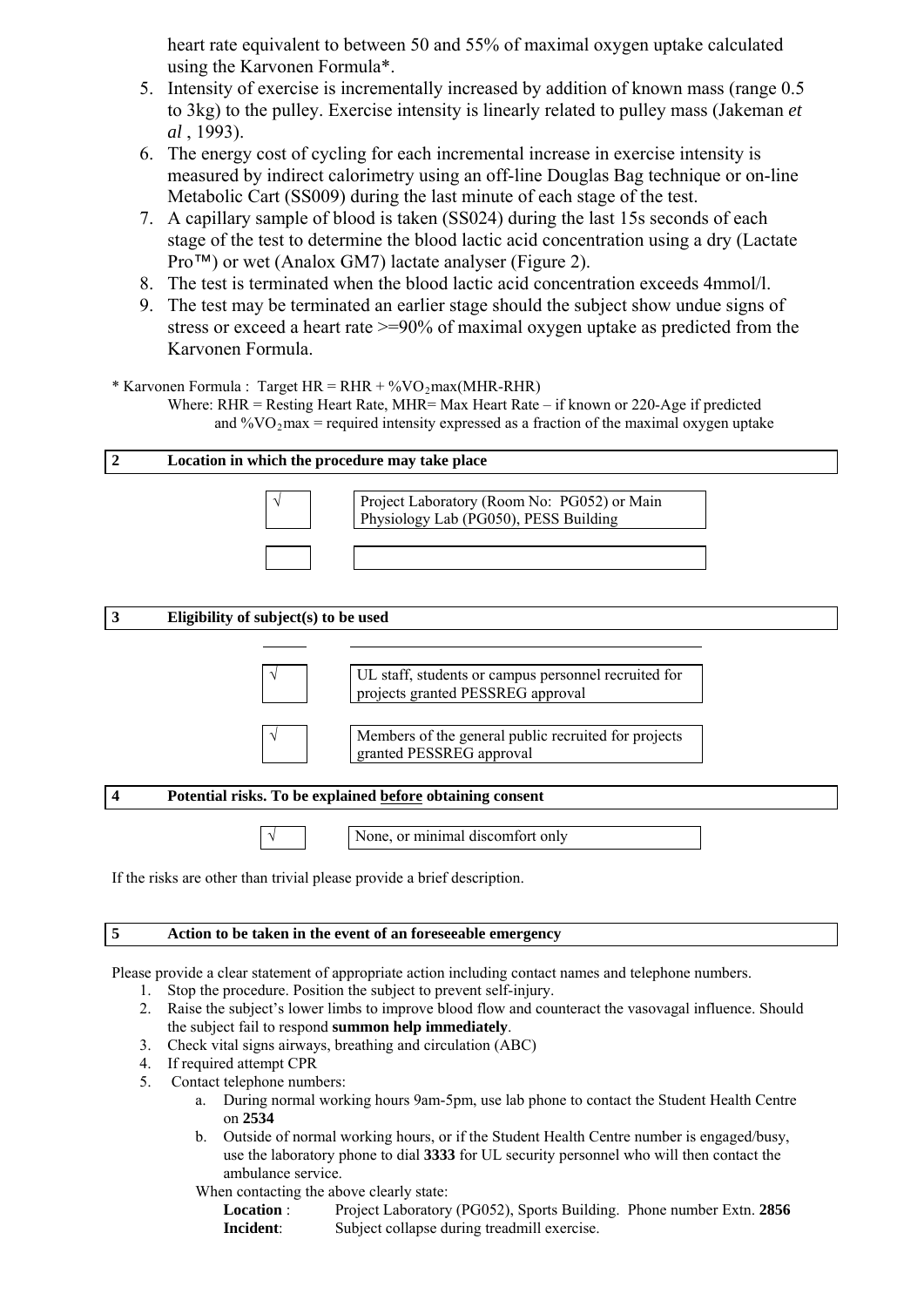heart rate equivalent to between 50 and 55% of maximal oxygen uptake calculated using the Karvonen Formula*.

5. Intensity of exercise is incrementally increased by addition of known mass (range 0.5 to 3kg) to the pulley. Exercise intensity is linearly related to pulley mass (Jakeman *et al* , 1993).
6. The energy cost of cycling for each incremental increase in exercise intensity is measured by indirect calorimetry using an off-line Douglas Bag technique or on-line Metabolic Cart (SS009) during the last minute of each stage of the test.
7. A capillary sample of blood is taken (SS024) during the last 15s seconds of each stage of the test to determine the blood lactic acid concentration using a dry (Lactate Pro™) or wet (Analox GM7) lactate analyser (Figure 2).
8. The test is terminated when the blood lactic acid concentration exceeds 4mmol/l.
9. The test may be terminated an earlier stage should the subject show undue signs of stress or exceed a heart rate >=90% of maximal oxygen uptake as predicted from the Karvonen Formula.

\* Karvonen Formula : Target HR = RHR + $\%VO_2$max(MHR-RHR)

Where: RHR = Resting Heart Rate, MHR= Max Heart Rate – if known or 220-Age if predicted and $\%VO_2$max = required intensity expressed as a fraction of the maximal oxygen uptake

| 2 | Location in which the procedure may take place |
|---|---|

| | |
|---|---|
| √ | Project Laboratory (Room No: PG052) or Main Physiology Lab (PG050), PESS Building |
| | |

| 3 | Eligibility of subject(s) to be used |
|---|---|

| | |
|---|---|
| √ | UL staff, students or campus personnel recruited for projects granted PESSREG approval |
| √ | Members of the general public recruited for projects granted PESSREG approval |

| 4 | Potential risks. To be explained before obtaining consent |
|---|---|

| | |
|---|---|
| √ | None, or minimal discomfort only |

If the risks are other than trivial please provide a brief description.

| 5 | Action to be taken in the event of an foreseeable emergency |
|---|---|

Please provide a clear statement of appropriate action including contact names and telephone numbers.

1. Stop the procedure. Position the subject to prevent self-injury.
2. Raise the subject's lower limbs to improve blood flow and counteract the vasovagal influence. Should the subject fail to respond **summon help immediately**.
3. Check vital signs airways, breathing and circulation (ABC)
4. If required attempt CPR
5. Contact telephone numbers:
   a. During normal working hours 9am-5pm, use lab phone to contact the Student Health Centre on **2534**
   b. Outside of normal working hours, or if the Student Health Centre number is engaged/busy, use the laboratory phone to dial **3333** for UL security personnel who will then contact the ambulance service.

   When contacting the above clearly state:

   **Location** : Project Laboratory (PG052), Sports Building. Phone number Extn. **2856**

   **Incident**: Subject collapse during treadmill exercise.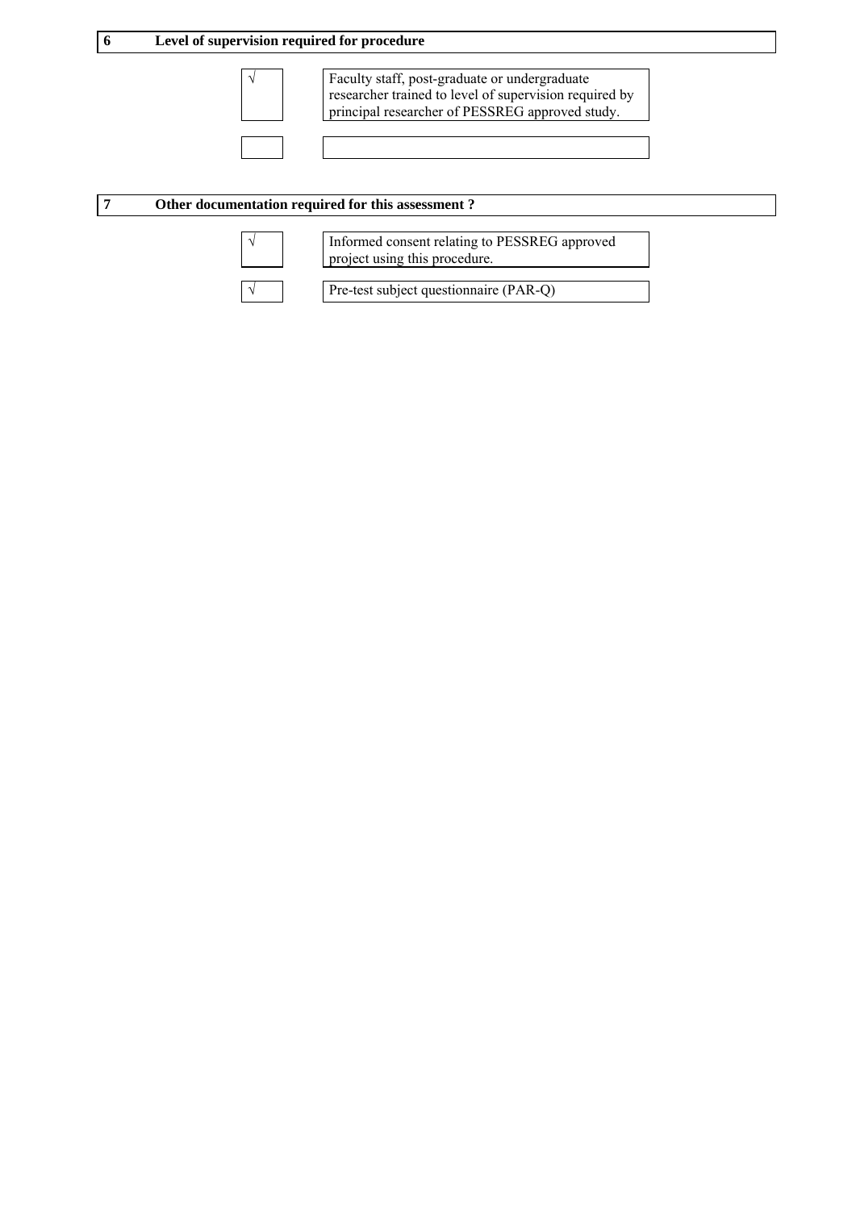## 6 Level of supervision required for procedure

| | |
|---|---|
| √ | Faculty staff, post-graduate or undergraduate researcher trained to level of supervision required by principal researcher of PESSREG approved study. |
| | |

## 7 Other documentation required for this assessment ?

| | |
|---|---|
| √ | Informed consent relating to PESSREG approved project using this procedure. |
| √ | Pre-test subject questionnaire (PAR-Q) |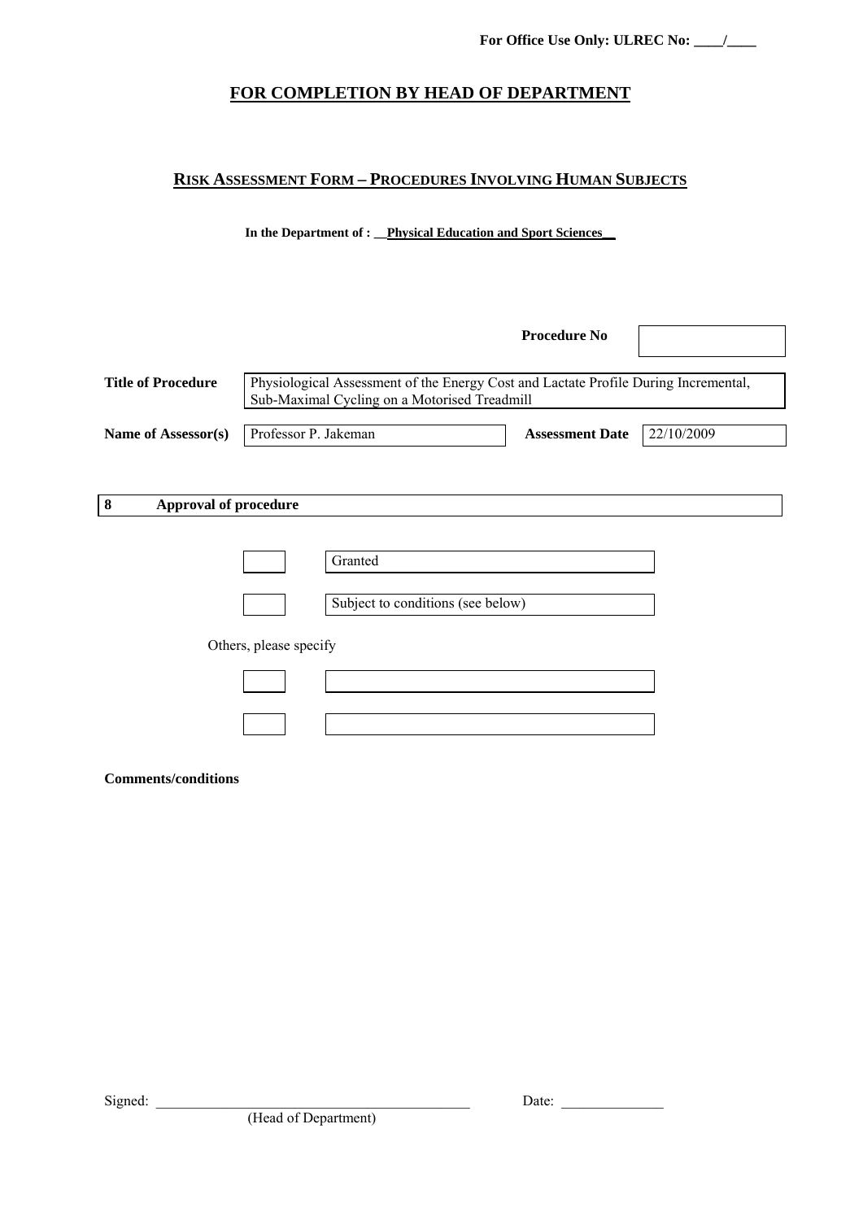For Office Use Only: ULREC No: ____/____

## FOR COMPLETION BY HEAD OF DEPARTMENT

## RISK ASSESSMENT FORM – PROCEDURES INVOLVING HUMAN SUBJECTS

**In the Department of : Physical Education and Sport Sciences**

**Procedure No**

| | |
|---|---|
| **Title of Procedure** | Physiological Assessment of the Energy Cost and Lactate Profile During Incremental, Sub-Maximal Cycling on a Motorised Treadmill |
| **Name of Assessor(s)** | Professor P. Jakeman |
| **Assessment Date** | 22/10/2009 |

### 8 Approval of procedure

| | |
|---|---|
| ☐ | Granted |
| ☐ | Subject to conditions (see below) |

Others, please specify

| | |
|---|---|
| ☐ | |
| ☐ | |

**Comments/conditions**

Signed: ________________________________________ Date: ______________
(Head of Department)